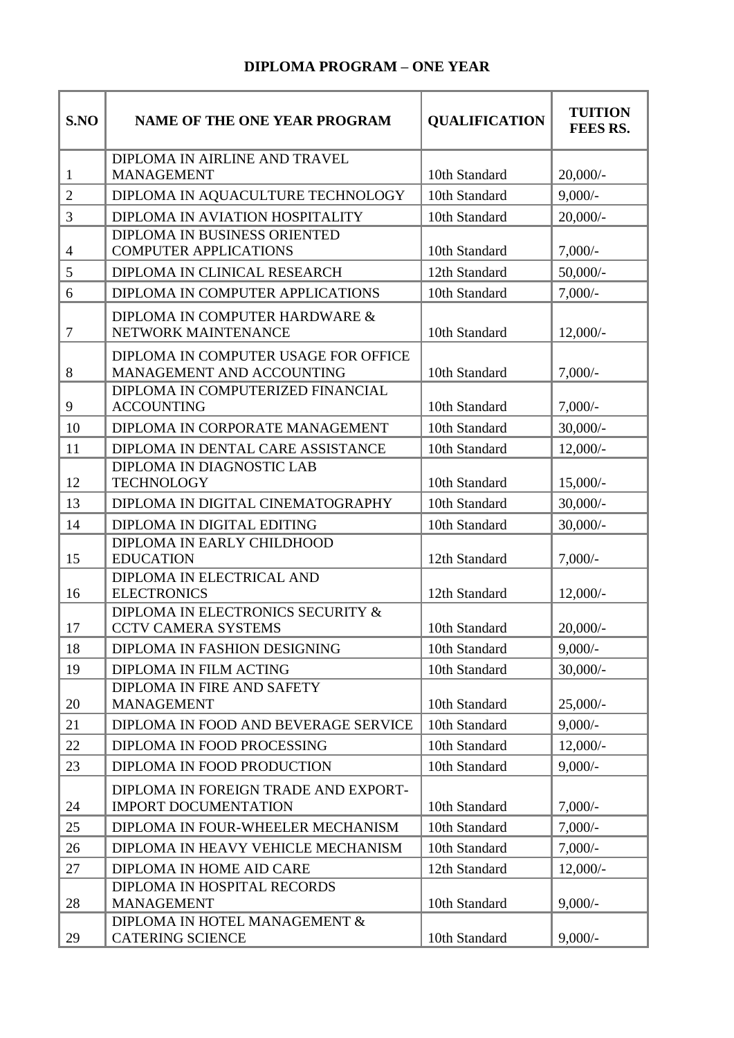## DIPLOMA PROGRAM – ONE YEAR

| S.NO | NAME OF THE ONE YEAR PROGRAM | QUALIFICATION | TUITION FEES RS. |
|---|---|---|---|
| 1 | DIPLOMA IN AIRLINE AND TRAVEL MANAGEMENT | 10th Standard | 20,000/- |
| 2 | DIPLOMA IN AQUACULTURE TECHNOLOGY | 10th Standard | 9,000/- |
| 3 | DIPLOMA IN AVIATION HOSPITALITY | 10th Standard | 20,000/- |
| 4 | DIPLOMA IN BUSINESS ORIENTED COMPUTER APPLICATIONS | 10th Standard | 7,000/- |
| 5 | DIPLOMA IN CLINICAL RESEARCH | 12th Standard | 50,000/- |
| 6 | DIPLOMA IN COMPUTER APPLICATIONS | 10th Standard | 7,000/- |
| 7 | DIPLOMA IN COMPUTER HARDWARE & NETWORK MAINTENANCE | 10th Standard | 12,000/- |
| 8 | DIPLOMA IN COMPUTER USAGE FOR OFFICE MANAGEMENT AND ACCOUNTING | 10th Standard | 7,000/- |
| 9 | DIPLOMA IN COMPUTERIZED FINANCIAL ACCOUNTING | 10th Standard | 7,000/- |
| 10 | DIPLOMA IN CORPORATE MANAGEMENT | 10th Standard | 30,000/- |
| 11 | DIPLOMA IN DENTAL CARE ASSISTANCE | 10th Standard | 12,000/- |
| 12 | DIPLOMA IN DIAGNOSTIC LAB TECHNOLOGY | 10th Standard | 15,000/- |
| 13 | DIPLOMA IN DIGITAL CINEMATOGRAPHY | 10th Standard | 30,000/- |
| 14 | DIPLOMA IN DIGITAL EDITING | 10th Standard | 30,000/- |
| 15 | DIPLOMA IN EARLY CHILDHOOD EDUCATION | 12th Standard | 7,000/- |
| 16 | DIPLOMA IN ELECTRICAL AND ELECTRONICS | 12th Standard | 12,000/- |
| 17 | DIPLOMA IN ELECTRONICS SECURITY & CCTV CAMERA SYSTEMS | 10th Standard | 20,000/- |
| 18 | DIPLOMA IN FASHION DESIGNING | 10th Standard | 9,000/- |
| 19 | DIPLOMA IN FILM ACTING | 10th Standard | 30,000/- |
| 20 | DIPLOMA IN FIRE AND SAFETY MANAGEMENT | 10th Standard | 25,000/- |
| 21 | DIPLOMA IN FOOD AND BEVERAGE SERVICE | 10th Standard | 9,000/- |
| 22 | DIPLOMA IN FOOD PROCESSING | 10th Standard | 12,000/- |
| 23 | DIPLOMA IN FOOD PRODUCTION | 10th Standard | 9,000/- |
| 24 | DIPLOMA IN FOREIGN TRADE AND EXPORT-IMPORT DOCUMENTATION | 10th Standard | 7,000/- |
| 25 | DIPLOMA IN FOUR-WHEELER MECHANISM | 10th Standard | 7,000/- |
| 26 | DIPLOMA IN HEAVY VEHICLE MECHANISM | 10th Standard | 7,000/- |
| 27 | DIPLOMA IN HOME AID CARE | 12th Standard | 12,000/- |
| 28 | DIPLOMA IN HOSPITAL RECORDS MANAGEMENT | 10th Standard | 9,000/- |
| 29 | DIPLOMA IN HOTEL MANAGEMENT & CATERING SCIENCE | 10th Standard | 9,000/- |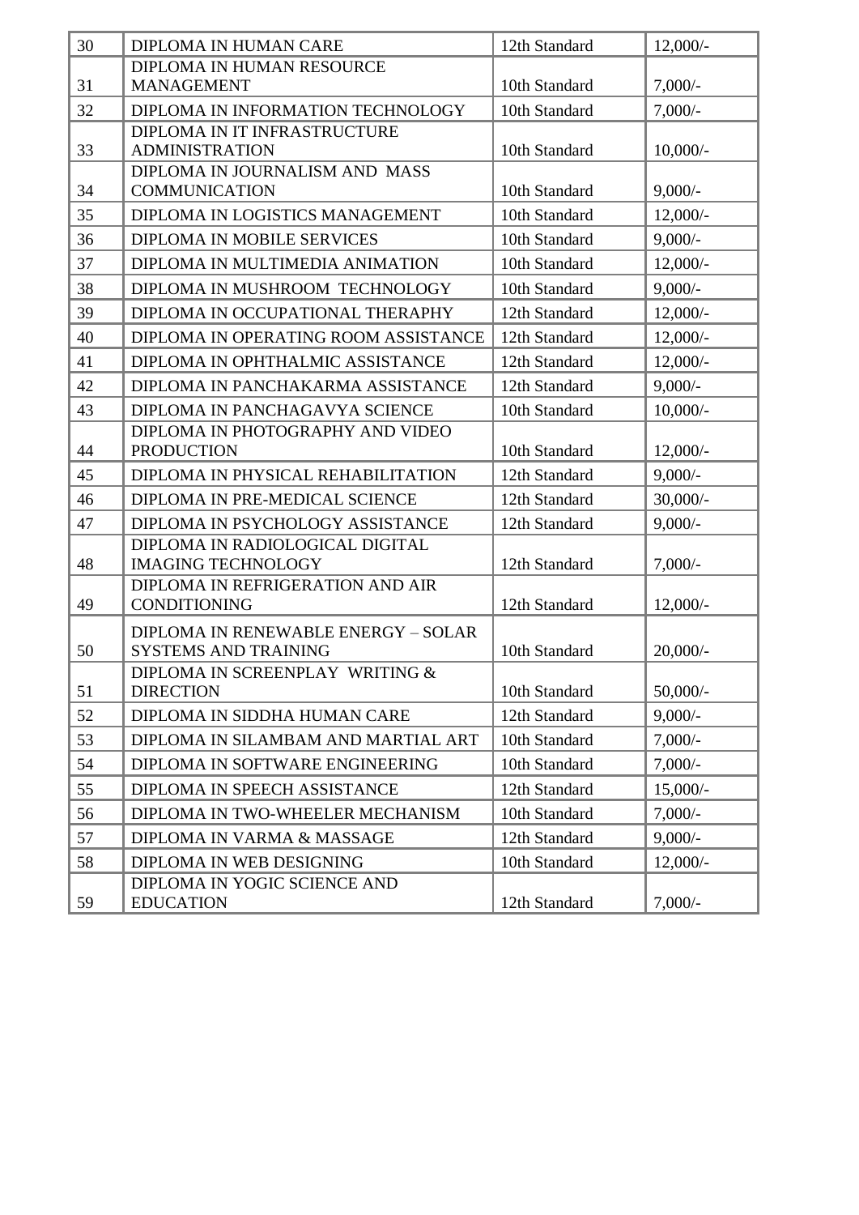| | | | |
|---|---|---|---|
| 30 | DIPLOMA IN HUMAN CARE | 12th Standard | 12,000/- |
| 31 | DIPLOMA IN HUMAN RESOURCE MANAGEMENT | 10th Standard | 7,000/- |
| 32 | DIPLOMA IN INFORMATION TECHNOLOGY | 10th Standard | 7,000/- |
| 33 | DIPLOMA IN IT INFRASTRUCTURE ADMINISTRATION | 10th Standard | 10,000/- |
| 34 | DIPLOMA IN JOURNALISM AND MASS COMMUNICATION | 10th Standard | 9,000/- |
| 35 | DIPLOMA IN LOGISTICS MANAGEMENT | 10th Standard | 12,000/- |
| 36 | DIPLOMA IN MOBILE SERVICES | 10th Standard | 9,000/- |
| 37 | DIPLOMA IN MULTIMEDIA ANIMATION | 10th Standard | 12,000/- |
| 38 | DIPLOMA IN MUSHROOM TECHNOLOGY | 10th Standard | 9,000/- |
| 39 | DIPLOMA IN OCCUPATIONAL THERAPHY | 12th Standard | 12,000/- |
| 40 | DIPLOMA IN OPERATING ROOM ASSISTANCE | 12th Standard | 12,000/- |
| 41 | DIPLOMA IN OPHTHALMIC ASSISTANCE | 12th Standard | 12,000/- |
| 42 | DIPLOMA IN PANCHAKARMA ASSISTANCE | 12th Standard | 9,000/- |
| 43 | DIPLOMA IN PANCHAGAVYA SCIENCE | 10th Standard | 10,000/- |
| 44 | DIPLOMA IN PHOTOGRAPHY AND VIDEO PRODUCTION | 10th Standard | 12,000/- |
| 45 | DIPLOMA IN PHYSICAL REHABILITATION | 12th Standard | 9,000/- |
| 46 | DIPLOMA IN PRE-MEDICAL SCIENCE | 12th Standard | 30,000/- |
| 47 | DIPLOMA IN PSYCHOLOGY ASSISTANCE | 12th Standard | 9,000/- |
| 48 | DIPLOMA IN RADIOLOGICAL DIGITAL IMAGING TECHNOLOGY | 12th Standard | 7,000/- |
| 49 | DIPLOMA IN REFRIGERATION AND AIR CONDITIONING | 12th Standard | 12,000/- |
| 50 | DIPLOMA IN RENEWABLE ENERGY – SOLAR SYSTEMS AND TRAINING | 10th Standard | 20,000/- |
| 51 | DIPLOMA IN SCREENPLAY WRITING & DIRECTION | 10th Standard | 50,000/- |
| 52 | DIPLOMA IN SIDDHA HUMAN CARE | 12th Standard | 9,000/- |
| 53 | DIPLOMA IN SILAMBAM AND MARTIAL ART | 10th Standard | 7,000/- |
| 54 | DIPLOMA IN SOFTWARE ENGINEERING | 10th Standard | 7,000/- |
| 55 | DIPLOMA IN SPEECH ASSISTANCE | 12th Standard | 15,000/- |
| 56 | DIPLOMA IN TWO-WHEELER MECHANISM | 10th Standard | 7,000/- |
| 57 | DIPLOMA IN VARMA & MASSAGE | 12th Standard | 9,000/- |
| 58 | DIPLOMA IN WEB DESIGNING | 10th Standard | 12,000/- |
| 59 | DIPLOMA IN YOGIC SCIENCE AND EDUCATION | 12th Standard | 7,000/- |